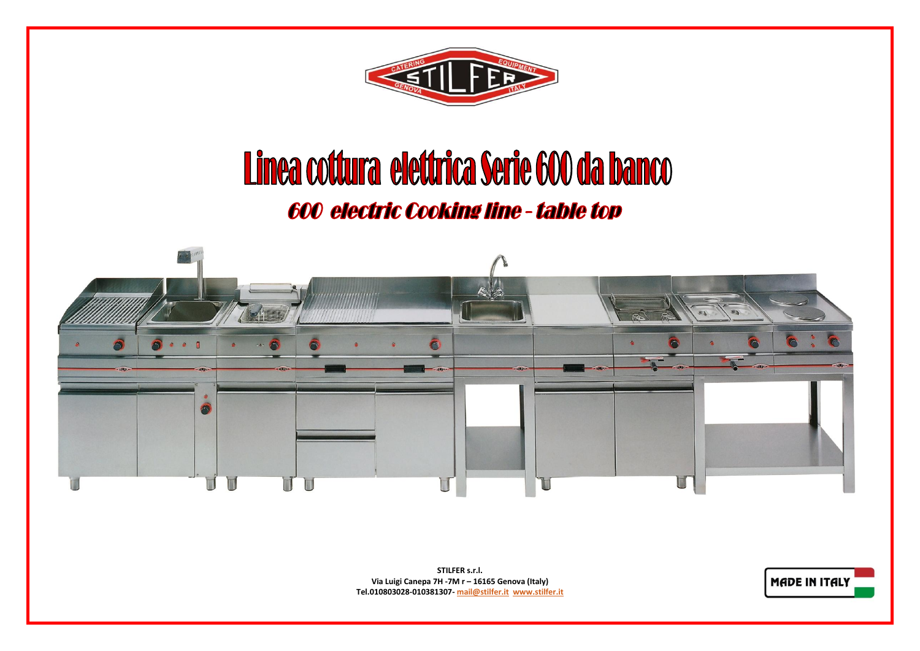# Linea cottura elettrica Serie 600 da banco

## *600 electric Cooking line - table top*

**STILFER s.r.l.**
**Via Luigi Canepa 7H -7M r – 16165 Genova (Italy)**
**Tel.010803028-010381307- mail@stilfer.it www.stilfer.it**

MADE IN ITALY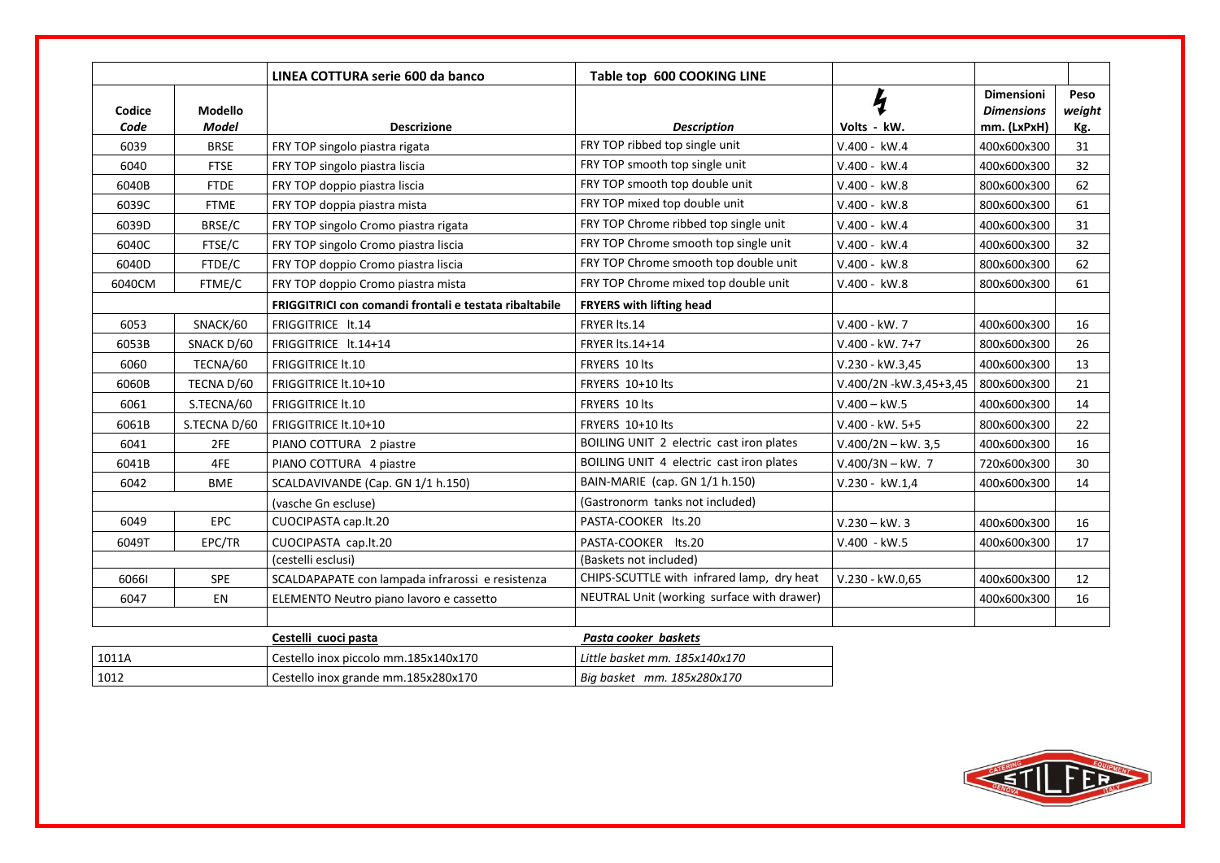| | | LINEA COTTURA serie 600 da banco | Table top 600 COOKING LINE | | | |
|---|---|---|---|---|---|---|
| **Codice** *Code* | **Modello** *Model* | **Descrizione** | ***Description*** | ϟ Volts - kW. | **Dimensioni** ***Dimensions*** **mm. (LxPxH)** | **Peso** ***weight*** **Kg.** |
| 6039 | BRSE | FRY TOP singolo piastra rigata | FRY TOP ribbed top single unit | V.400 - kW.4 | 400x600x300 | 31 |
| 6040 | FTSE | FRY TOP singolo piastra liscia | FRY TOP smooth top single unit | V.400 - kW.4 | 400x600x300 | 32 |
| 6040B | FTDE | FRY TOP doppio piastra liscia | FRY TOP smooth top double unit | V.400 - kW.8 | 800x600x300 | 62 |
| 6039C | FTME | FRY TOP doppia piastra mista | FRY TOP mixed top double unit | V.400 - kW.8 | 800x600x300 | 61 |
| 6039D | BRSE/C | FRY TOP singolo Cromo piastra rigata | FRY TOP Chrome ribbed top single unit | V.400 - kW.4 | 400x600x300 | 31 |
| 6040C | FTSE/C | FRY TOP singolo Cromo piastra liscia | FRY TOP Chrome smooth top single unit | V.400 - kW.4 | 400x600x300 | 32 |
| 6040D | FTDE/C | FRY TOP doppio Cromo piastra liscia | FRY TOP Chrome smooth top double unit | V.400 - kW.8 | 800x600x300 | 62 |
| 6040CM | FTME/C | FRY TOP doppio Cromo piastra mista | FRY TOP Chrome mixed top double unit | V.400 - kW.8 | 800x600x300 | 61 |
| | | **FRIGGITRICI con comandi frontali e testata ribaltabile** | **FRYERS with lifting head** | | | |
| 6053 | SNACK/60 | FRIGGITRICE lt.14 | FRYER lts.14 | V.400 - kW. 7 | 400x600x300 | 16 |
| 6053B | SNACK D/60 | FRIGGITRICE lt.14+14 | FRYER lts.14+14 | V.400 - kW. 7+7 | 800x600x300 | 26 |
| 6060 | TECNA/60 | FRIGGITRICE lt.10 | FRYERS 10 lts | V.230 - kW.3,45 | 400x600x300 | 13 |
| 6060B | TECNA D/60 | FRIGGITRICE lt.10+10 | FRYERS 10+10 lts | V.400/2N -kW.3,45+3,45 | 800x600x300 | 21 |
| 6061 | S.TECNA/60 | FRIGGITRICE lt.10 | FRYERS 10 lts | V.400 – kW.5 | 400x600x300 | 14 |
| 6061B | S.TECNA D/60 | FRIGGITRICE lt.10+10 | FRYERS 10+10 lts | V.400 - kW. 5+5 | 800x600x300 | 22 |
| 6041 | 2FE | PIANO COTTURA 2 piastre | BOILING UNIT 2 electric cast iron plates | V.400/2N – kW. 3,5 | 400x600x300 | 16 |
| 6041B | 4FE | PIANO COTTURA 4 piastre | BOILING UNIT 4 electric cast iron plates | V.400/3N – kW. 7 | 720x600x300 | 30 |
| 6042 | BME | SCALDAVIVANDE (Cap. GN 1/1 h.150) | BAIN-MARIE (cap. GN 1/1 h.150) | V.230 - kW.1,4 | 400x600x300 | 14 |
| | | (vasche Gn escluse) | (Gastronorm tanks not included) | | | |
| 6049 | EPC | CUOCIPASTA cap.lt.20 | PASTA-COOKER lts.20 | V.230 – kW. 3 | 400x600x300 | 16 |
| 6049T | EPC/TR | CUOCIPASTA cap.lt.20 | PASTA-COOKER lts.20 | V.400 - kW.5 | 400x600x300 | 17 |
| | | (cestelli esclusi) | (Baskets not included) | | | |
| 6066I | SPE | SCALDAPAPATE con lampada infrarossi e resistenza | CHIPS-SCUTTLE with infrared lamp, dry heat | V.230 - kW.0,65 | 400x600x300 | 12 |
| 6047 | EN | ELEMENTO Neutro piano lavoro e cassetto | NEUTRAL Unit (working surface with drawer) | | 400x600x300 | 16 |

| | Cestelli cuoci pasta | *Pasta cooker baskets* |
|---|---|---|
| 1011A | Cestello inox piccolo mm.185x140x170 | *Little basket mm. 185x140x170* |
| 1012 | Cestello inox grande mm.185x280x170 | *Big basket mm. 185x280x170* |

STILFER